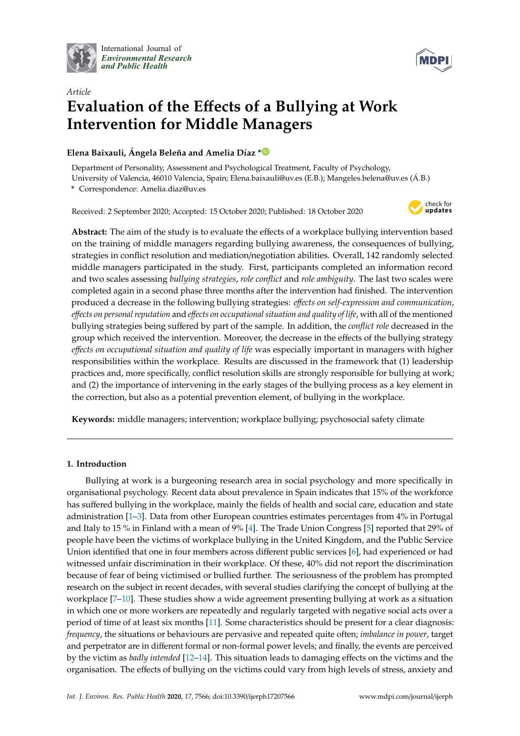Article

# Evaluation of the Effects of a Bullying at Work Intervention for Middle Managers

**Elena Baixauli, Ángela Beleña and Amelia Díaz \***

Department of Personality, Assessment and Psychological Treatment, Faculty of Psychology, University of Valencia, 46010 Valencia, Spain; Elena.baixauli@uv.es (E.B.); Mangeles.belena@uv.es (Á.B.)
\* Correspondence: Amelia.diaz@uv.es

Received: 2 September 2020; Accepted: 15 October 2020; Published: 18 October 2020

**Abstract:** The aim of the study is to evaluate the effects of a workplace bullying intervention based on the training of middle managers regarding bullying awareness, the consequences of bullying, strategies in conflict resolution and mediation/negotiation abilities. Overall, 142 randomly selected middle managers participated in the study. First, participants completed an information record and two scales assessing *bullying strategies*, *role conflict* and *role ambiguity*. The last two scales were completed again in a second phase three months after the intervention had finished. The intervention produced a decrease in the following bullying strategies: *effects on self-expression and communication*, *effects on personal reputation* and *effects on occupational situation and quality of life*, with all of the mentioned bullying strategies being suffered by part of the sample. In addition, the *conflict role* decreased in the group which received the intervention. Moreover, the decrease in the effects of the bullying strategy *effects on occupational situation and quality of life* was especially important in managers with higher responsibilities within the workplace. Results are discussed in the framework that (1) leadership practices and, more specifically, conflict resolution skills are strongly responsible for bullying at work; and (2) the importance of intervening in the early stages of the bullying process as a key element in the correction, but also as a potential prevention element, of bullying in the workplace.

**Keywords:** middle managers; intervention; workplace bullying; psychosocial safety climate

## 1. Introduction

Bullying at work is a burgeoning research area in social psychology and more specifically in organisational psychology. Recent data about prevalence in Spain indicates that 15% of the workforce has suffered bullying in the workplace, mainly the fields of health and social care, education and state administration [1–3]. Data from other European countries estimates percentages from 4% in Portugal and Italy to 15 % in Finland with a mean of 9% [4]. The Trade Union Congress [5] reported that 29% of people have been the victims of workplace bullying in the United Kingdom, and the Public Service Union identified that one in four members across different public services [6], had experienced or had witnessed unfair discrimination in their workplace. Of these, 40% did not report the discrimination because of fear of being victimised or bullied further. The seriousness of the problem has prompted research on the subject in recent decades, with several studies clarifying the concept of bullying at the workplace [7–10]. These studies show a wide agreement presenting bullying at work as a situation in which one or more workers are repeatedly and regularly targeted with negative social acts over a period of time of at least six months [11]. Some characteristics should be present for a clear diagnosis: *frequency*, the situations or behaviours are pervasive and repeated quite often; *imbalance in power*, target and perpetrator are in different formal or non-formal power levels; and finally, the events are perceived by the victim as *badly intended* [12–14]. This situation leads to damaging effects on the victims and the organisation. The effects of bullying on the victims could vary from high levels of stress, anxiety and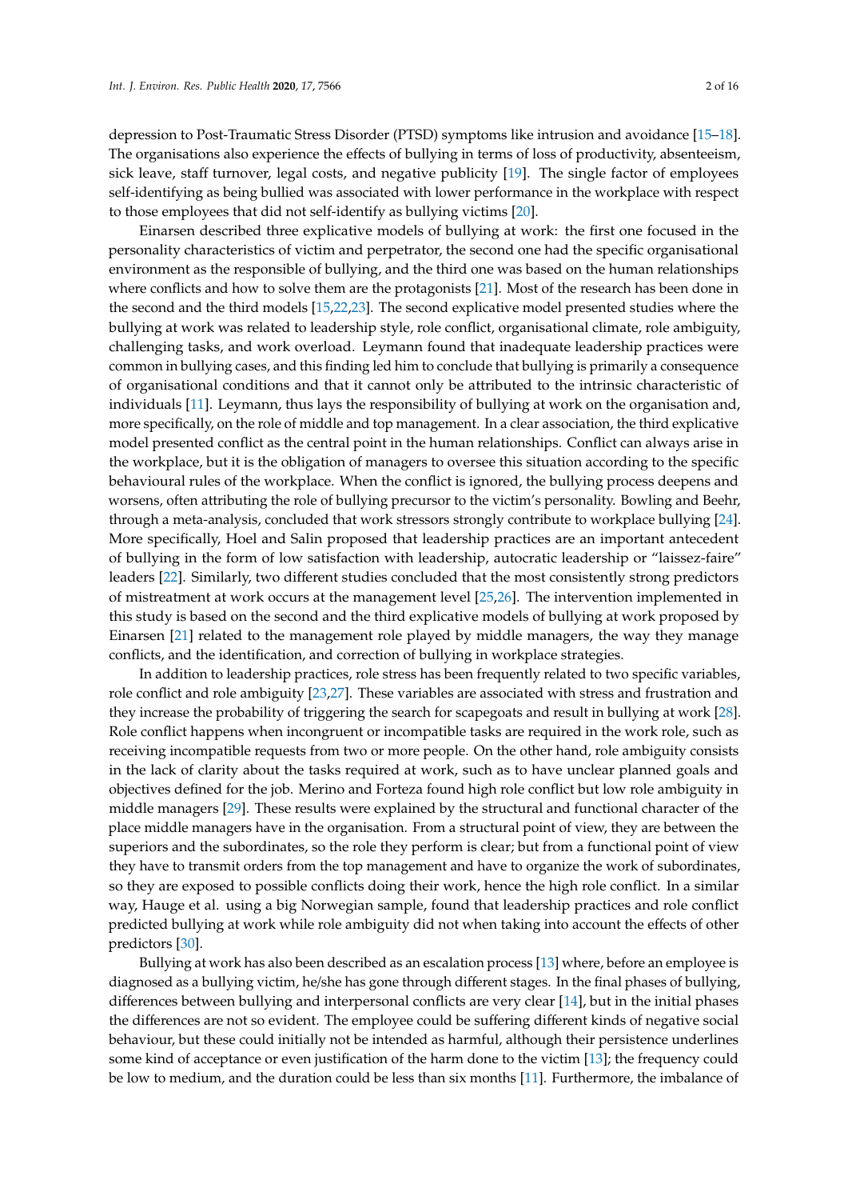depression to Post-Traumatic Stress Disorder (PTSD) symptoms like intrusion and avoidance [15–18]. The organisations also experience the effects of bullying in terms of loss of productivity, absenteeism, sick leave, staff turnover, legal costs, and negative publicity [19]. The single factor of employees self-identifying as being bullied was associated with lower performance in the workplace with respect to those employees that did not self-identify as bullying victims [20].

Einarsen described three explicative models of bullying at work: the first one focused in the personality characteristics of victim and perpetrator, the second one had the specific organisational environment as the responsible of bullying, and the third one was based on the human relationships where conflicts and how to solve them are the protagonists [21]. Most of the research has been done in the second and the third models [15,22,23]. The second explicative model presented studies where the bullying at work was related to leadership style, role conflict, organisational climate, role ambiguity, challenging tasks, and work overload. Leymann found that inadequate leadership practices were common in bullying cases, and this finding led him to conclude that bullying is primarily a consequence of organisational conditions and that it cannot only be attributed to the intrinsic characteristic of individuals [11]. Leymann, thus lays the responsibility of bullying at work on the organisation and, more specifically, on the role of middle and top management. In a clear association, the third explicative model presented conflict as the central point in the human relationships. Conflict can always arise in the workplace, but it is the obligation of managers to oversee this situation according to the specific behavioural rules of the workplace. When the conflict is ignored, the bullying process deepens and worsens, often attributing the role of bullying precursor to the victim's personality. Bowling and Beehr, through a meta-analysis, concluded that work stressors strongly contribute to workplace bullying [24]. More specifically, Hoel and Salin proposed that leadership practices are an important antecedent of bullying in the form of low satisfaction with leadership, autocratic leadership or "laissez-faire" leaders [22]. Similarly, two different studies concluded that the most consistently strong predictors of mistreatment at work occurs at the management level [25,26]. The intervention implemented in this study is based on the second and the third explicative models of bullying at work proposed by Einarsen [21] related to the management role played by middle managers, the way they manage conflicts, and the identification, and correction of bullying in workplace strategies.

In addition to leadership practices, role stress has been frequently related to two specific variables, role conflict and role ambiguity [23,27]. These variables are associated with stress and frustration and they increase the probability of triggering the search for scapegoats and result in bullying at work [28]. Role conflict happens when incongruent or incompatible tasks are required in the work role, such as receiving incompatible requests from two or more people. On the other hand, role ambiguity consists in the lack of clarity about the tasks required at work, such as to have unclear planned goals and objectives defined for the job. Merino and Forteza found high role conflict but low role ambiguity in middle managers [29]. These results were explained by the structural and functional character of the place middle managers have in the organisation. From a structural point of view, they are between the superiors and the subordinates, so the role they perform is clear; but from a functional point of view they have to transmit orders from the top management and have to organize the work of subordinates, so they are exposed to possible conflicts doing their work, hence the high role conflict. In a similar way, Hauge et al. using a big Norwegian sample, found that leadership practices and role conflict predicted bullying at work while role ambiguity did not when taking into account the effects of other predictors [30].

Bullying at work has also been described as an escalation process [13] where, before an employee is diagnosed as a bullying victim, he/she has gone through different stages. In the final phases of bullying, differences between bullying and interpersonal conflicts are very clear [14], but in the initial phases the differences are not so evident. The employee could be suffering different kinds of negative social behaviour, but these could initially not be intended as harmful, although their persistence underlines some kind of acceptance or even justification of the harm done to the victim [13]; the frequency could be low to medium, and the duration could be less than six months [11]. Furthermore, the imbalance of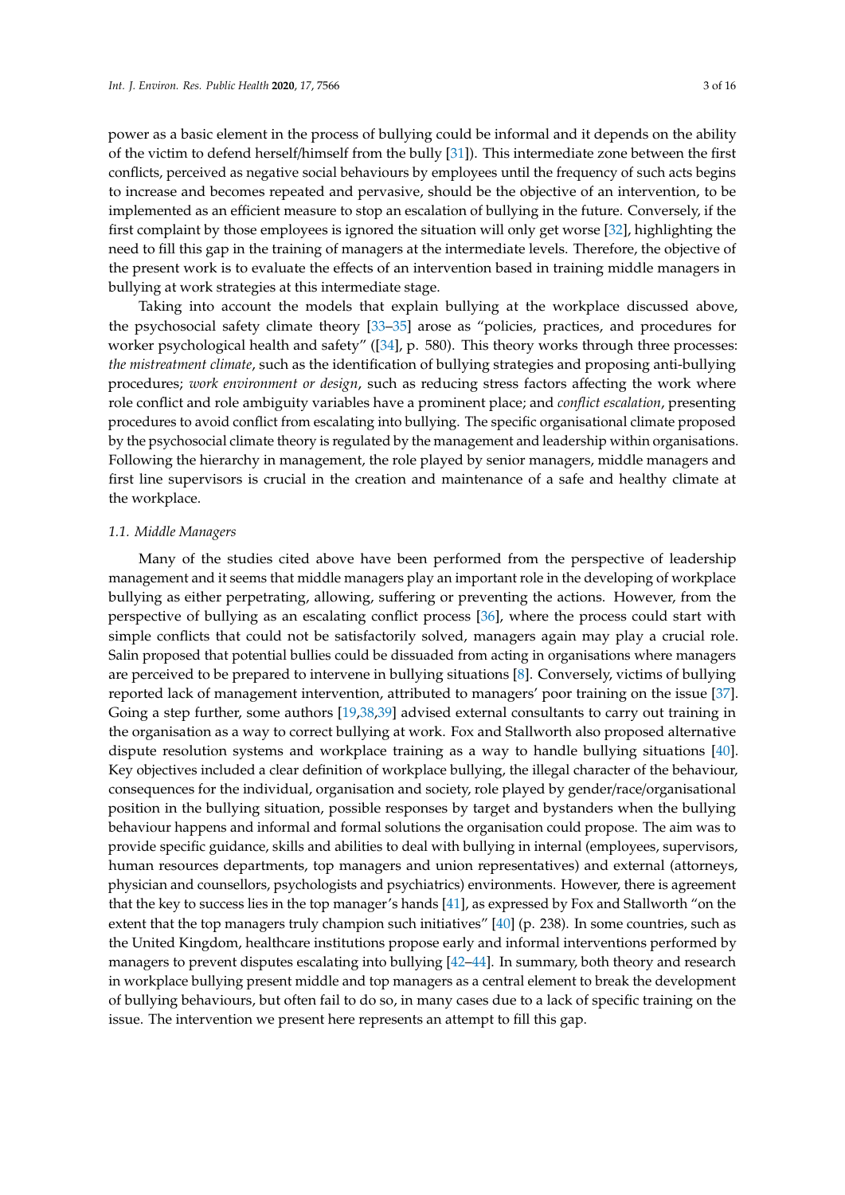power as a basic element in the process of bullying could be informal and it depends on the ability of the victim to defend herself/himself from the bully [31]). This intermediate zone between the first conflicts, perceived as negative social behaviours by employees until the frequency of such acts begins to increase and becomes repeated and pervasive, should be the objective of an intervention, to be implemented as an efficient measure to stop an escalation of bullying in the future. Conversely, if the first complaint by those employees is ignored the situation will only get worse [32], highlighting the need to fill this gap in the training of managers at the intermediate levels. Therefore, the objective of the present work is to evaluate the effects of an intervention based in training middle managers in bullying at work strategies at this intermediate stage.

Taking into account the models that explain bullying at the workplace discussed above, the psychosocial safety climate theory [33–35] arose as "policies, practices, and procedures for worker psychological health and safety" ([34], p. 580). This theory works through three processes: *the mistreatment climate*, such as the identification of bullying strategies and proposing anti-bullying procedures; *work environment or design*, such as reducing stress factors affecting the work where role conflict and role ambiguity variables have a prominent place; and *conflict escalation*, presenting procedures to avoid conflict from escalating into bullying. The specific organisational climate proposed by the psychosocial climate theory is regulated by the management and leadership within organisations. Following the hierarchy in management, the role played by senior managers, middle managers and first line supervisors is crucial in the creation and maintenance of a safe and healthy climate at the workplace.

### 1.1. Middle Managers

Many of the studies cited above have been performed from the perspective of leadership management and it seems that middle managers play an important role in the developing of workplace bullying as either perpetrating, allowing, suffering or preventing the actions. However, from the perspective of bullying as an escalating conflict process [36], where the process could start with simple conflicts that could not be satisfactorily solved, managers again may play a crucial role. Salin proposed that potential bullies could be dissuaded from acting in organisations where managers are perceived to be prepared to intervene in bullying situations [8]. Conversely, victims of bullying reported lack of management intervention, attributed to managers' poor training on the issue [37]. Going a step further, some authors [19,38,39] advised external consultants to carry out training in the organisation as a way to correct bullying at work. Fox and Stallworth also proposed alternative dispute resolution systems and workplace training as a way to handle bullying situations [40]. Key objectives included a clear definition of workplace bullying, the illegal character of the behaviour, consequences for the individual, organisation and society, role played by gender/race/organisational position in the bullying situation, possible responses by target and bystanders when the bullying behaviour happens and informal and formal solutions the organisation could propose. The aim was to provide specific guidance, skills and abilities to deal with bullying in internal (employees, supervisors, human resources departments, top managers and union representatives) and external (attorneys, physician and counsellors, psychologists and psychiatrics) environments. However, there is agreement that the key to success lies in the top manager's hands [41], as expressed by Fox and Stallworth "on the extent that the top managers truly champion such initiatives" [40] (p. 238). In some countries, such as the United Kingdom, healthcare institutions propose early and informal interventions performed by managers to prevent disputes escalating into bullying [42–44]. In summary, both theory and research in workplace bullying present middle and top managers as a central element to break the development of bullying behaviours, but often fail to do so, in many cases due to a lack of specific training on the issue. The intervention we present here represents an attempt to fill this gap.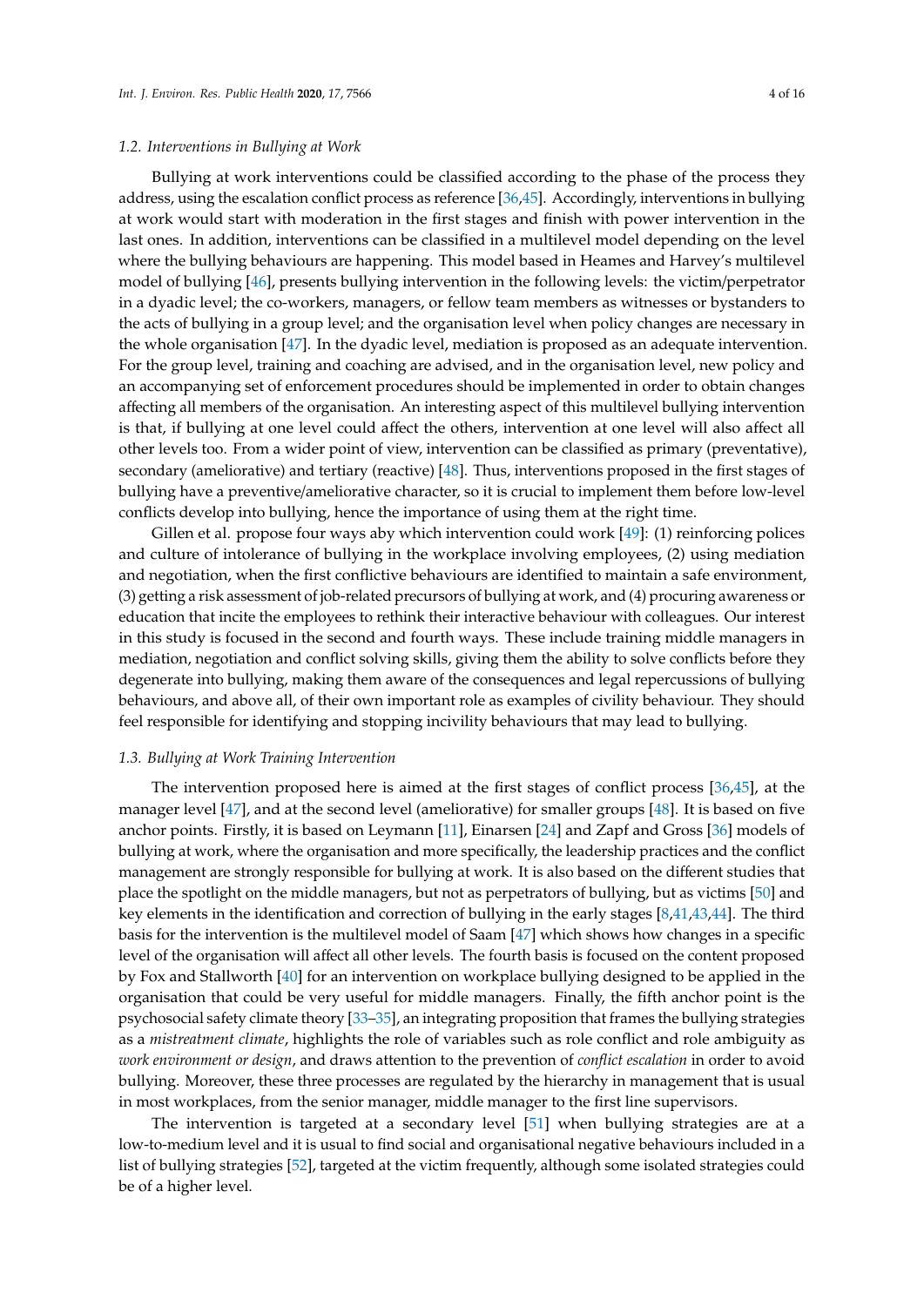### 1.2. Interventions in Bullying at Work

Bullying at work interventions could be classified according to the phase of the process they address, using the escalation conflict process as reference [36,45]. Accordingly, interventions in bullying at work would start with moderation in the first stages and finish with power intervention in the last ones. In addition, interventions can be classified in a multilevel model depending on the level where the bullying behaviours are happening. This model based in Heames and Harvey's multilevel model of bullying [46], presents bullying intervention in the following levels: the victim/perpetrator in a dyadic level; the co-workers, managers, or fellow team members as witnesses or bystanders to the acts of bullying in a group level; and the organisation level when policy changes are necessary in the whole organisation [47]. In the dyadic level, mediation is proposed as an adequate intervention. For the group level, training and coaching are advised, and in the organisation level, new policy and an accompanying set of enforcement procedures should be implemented in order to obtain changes affecting all members of the organisation. An interesting aspect of this multilevel bullying intervention is that, if bullying at one level could affect the others, intervention at one level will also affect all other levels too. From a wider point of view, intervention can be classified as primary (preventative), secondary (ameliorative) and tertiary (reactive) [48]. Thus, interventions proposed in the first stages of bullying have a preventive/ameliorative character, so it is crucial to implement them before low-level conflicts develop into bullying, hence the importance of using them at the right time.

Gillen et al. propose four ways aby which intervention could work [49]: (1) reinforcing polices and culture of intolerance of bullying in the workplace involving employees, (2) using mediation and negotiation, when the first conflictive behaviours are identified to maintain a safe environment, (3) getting a risk assessment of job-related precursors of bullying at work, and (4) procuring awareness or education that incite the employees to rethink their interactive behaviour with colleagues. Our interest in this study is focused in the second and fourth ways. These include training middle managers in mediation, negotiation and conflict solving skills, giving them the ability to solve conflicts before they degenerate into bullying, making them aware of the consequences and legal repercussions of bullying behaviours, and above all, of their own important role as examples of civility behaviour. They should feel responsible for identifying and stopping incivility behaviours that may lead to bullying.

### 1.3. Bullying at Work Training Intervention

The intervention proposed here is aimed at the first stages of conflict process [36,45], at the manager level [47], and at the second level (ameliorative) for smaller groups [48]. It is based on five anchor points. Firstly, it is based on Leymann [11], Einarsen [24] and Zapf and Gross [36] models of bullying at work, where the organisation and more specifically, the leadership practices and the conflict management are strongly responsible for bullying at work. It is also based on the different studies that place the spotlight on the middle managers, but not as perpetrators of bullying, but as victims [50] and key elements in the identification and correction of bullying in the early stages [8,41,43,44]. The third basis for the intervention is the multilevel model of Saam [47] which shows how changes in a specific level of the organisation will affect all other levels. The fourth basis is focused on the content proposed by Fox and Stallworth [40] for an intervention on workplace bullying designed to be applied in the organisation that could be very useful for middle managers. Finally, the fifth anchor point is the psychosocial safety climate theory [33–35], an integrating proposition that frames the bullying strategies as a *mistreatment climate*, highlights the role of variables such as role conflict and role ambiguity as *work environment or design*, and draws attention to the prevention of *conflict escalation* in order to avoid bullying. Moreover, these three processes are regulated by the hierarchy in management that is usual in most workplaces, from the senior manager, middle manager to the first line supervisors.

The intervention is targeted at a secondary level [51] when bullying strategies are at a low-to-medium level and it is usual to find social and organisational negative behaviours included in a list of bullying strategies [52], targeted at the victim frequently, although some isolated strategies could be of a higher level.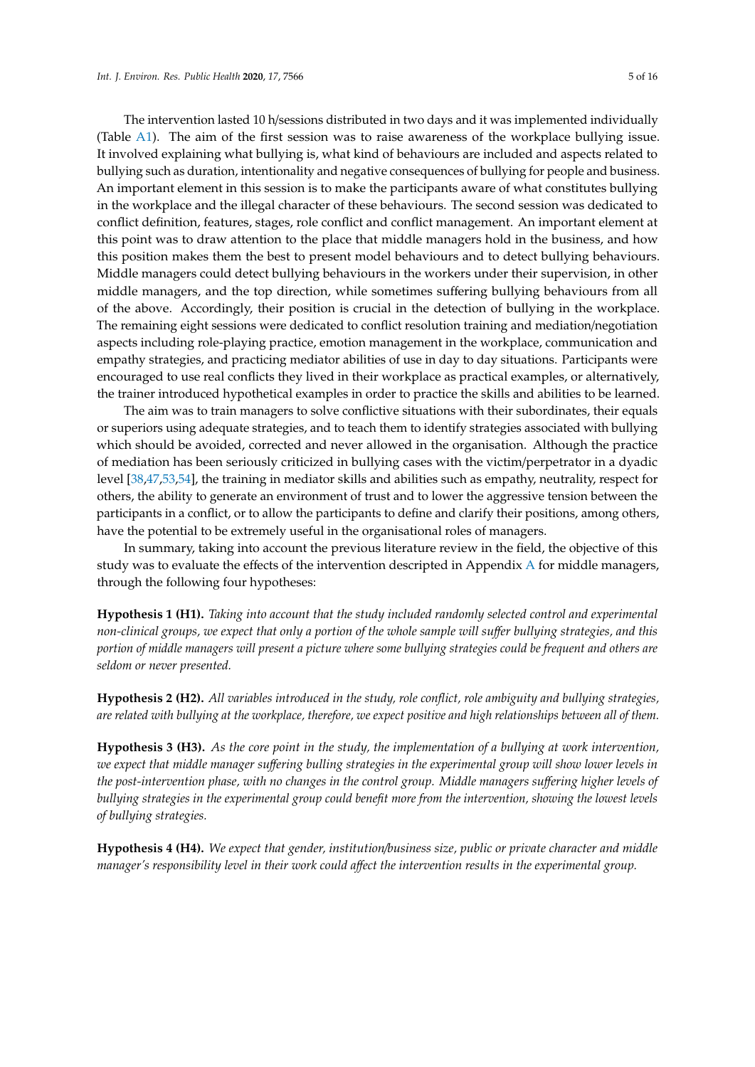The intervention lasted 10 h/sessions distributed in two days and it was implemented individually (Table A1). The aim of the first session was to raise awareness of the workplace bullying issue. It involved explaining what bullying is, what kind of behaviours are included and aspects related to bullying such as duration, intentionality and negative consequences of bullying for people and business. An important element in this session is to make the participants aware of what constitutes bullying in the workplace and the illegal character of these behaviours. The second session was dedicated to conflict definition, features, stages, role conflict and conflict management. An important element at this point was to draw attention to the place that middle managers hold in the business, and how this position makes them the best to present model behaviours and to detect bullying behaviours. Middle managers could detect bullying behaviours in the workers under their supervision, in other middle managers, and the top direction, while sometimes suffering bullying behaviours from all of the above. Accordingly, their position is crucial in the detection of bullying in the workplace. The remaining eight sessions were dedicated to conflict resolution training and mediation/negotiation aspects including role-playing practice, emotion management in the workplace, communication and empathy strategies, and practicing mediator abilities of use in day to day situations. Participants were encouraged to use real conflicts they lived in their workplace as practical examples, or alternatively, the trainer introduced hypothetical examples in order to practice the skills and abilities to be learned.

The aim was to train managers to solve conflictive situations with their subordinates, their equals or superiors using adequate strategies, and to teach them to identify strategies associated with bullying which should be avoided, corrected and never allowed in the organisation. Although the practice of mediation has been seriously criticized in bullying cases with the victim/perpetrator in a dyadic level [38,47,53,54], the training in mediator skills and abilities such as empathy, neutrality, respect for others, the ability to generate an environment of trust and to lower the aggressive tension between the participants in a conflict, or to allow the participants to define and clarify their positions, among others, have the potential to be extremely useful in the organisational roles of managers.

In summary, taking into account the previous literature review in the field, the objective of this study was to evaluate the effects of the intervention descripted in Appendix A for middle managers, through the following four hypotheses:

**Hypothesis 1 (H1).** *Taking into account that the study included randomly selected control and experimental non-clinical groups, we expect that only a portion of the whole sample will suffer bullying strategies, and this portion of middle managers will present a picture where some bullying strategies could be frequent and others are seldom or never presented.*

**Hypothesis 2 (H2).** *All variables introduced in the study, role conflict, role ambiguity and bullying strategies, are related with bullying at the workplace, therefore, we expect positive and high relationships between all of them.*

**Hypothesis 3 (H3).** *As the core point in the study, the implementation of a bullying at work intervention, we expect that middle manager suffering bulling strategies in the experimental group will show lower levels in the post-intervention phase, with no changes in the control group. Middle managers suffering higher levels of bullying strategies in the experimental group could benefit more from the intervention, showing the lowest levels of bullying strategies.*

**Hypothesis 4 (H4).** *We expect that gender, institution/business size, public or private character and middle manager's responsibility level in their work could affect the intervention results in the experimental group.*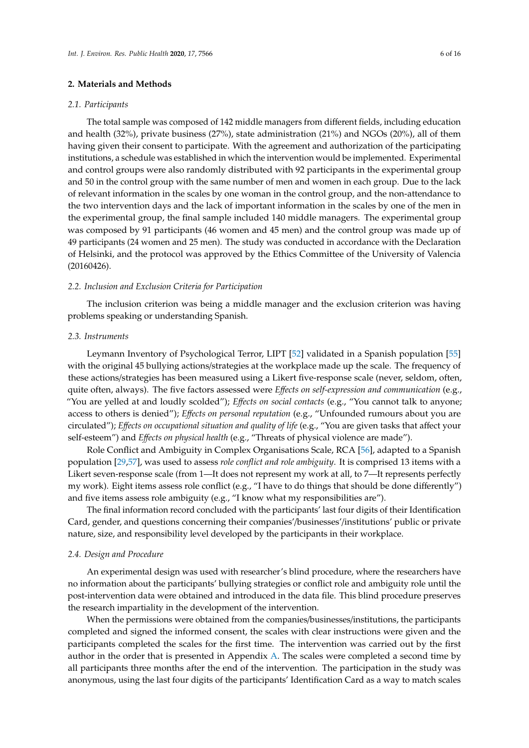## 2. Materials and Methods

### *2.1. Participants*

The total sample was composed of 142 middle managers from different fields, including education and health (32%), private business (27%), state administration (21%) and NGOs (20%), all of them having given their consent to participate. With the agreement and authorization of the participating institutions, a schedule was established in which the intervention would be implemented. Experimental and control groups were also randomly distributed with 92 participants in the experimental group and 50 in the control group with the same number of men and women in each group. Due to the lack of relevant information in the scales by one woman in the control group, and the non-attendance to the two intervention days and the lack of important information in the scales by one of the men in the experimental group, the final sample included 140 middle managers. The experimental group was composed by 91 participants (46 women and 45 men) and the control group was made up of 49 participants (24 women and 25 men). The study was conducted in accordance with the Declaration of Helsinki, and the protocol was approved by the Ethics Committee of the University of Valencia (20160426).

### *2.2. Inclusion and Exclusion Criteria for Participation*

The inclusion criterion was being a middle manager and the exclusion criterion was having problems speaking or understanding Spanish.

### *2.3. Instruments*

Leymann Inventory of Psychological Terror, LIPT [52] validated in a Spanish population [55] with the original 45 bullying actions/strategies at the workplace made up the scale. The frequency of these actions/strategies has been measured using a Likert five-response scale (never, seldom, often, quite often, always). The five factors assessed were *Effects on self-expression and communication* (e.g., "You are yelled at and loudly scolded"); *Effects on social contacts* (e.g., "You cannot talk to anyone; access to others is denied"); *Effects on personal reputation* (e.g., "Unfounded rumours about you are circulated"); *Effects on occupational situation and quality of life* (e.g., "You are given tasks that affect your self-esteem") and *Effects on physical health* (e.g., "Threats of physical violence are made").

Role Conflict and Ambiguity in Complex Organisations Scale, RCA [56], adapted to a Spanish population [29,57], was used to assess *role conflict and role ambiguity*. It is comprised 13 items with a Likert seven-response scale (from 1—It does not represent my work at all, to 7—It represents perfectly my work). Eight items assess role conflict (e.g., "I have to do things that should be done differently") and five items assess role ambiguity (e.g., "I know what my responsibilities are").

The final information record concluded with the participants' last four digits of their Identification Card, gender, and questions concerning their companies'/businesses'/institutions' public or private nature, size, and responsibility level developed by the participants in their workplace.

### *2.4. Design and Procedure*

An experimental design was used with researcher's blind procedure, where the researchers have no information about the participants' bullying strategies or conflict role and ambiguity role until the post-intervention data were obtained and introduced in the data file. This blind procedure preserves the research impartiality in the development of the intervention.

When the permissions were obtained from the companies/businesses/institutions, the participants completed and signed the informed consent, the scales with clear instructions were given and the participants completed the scales for the first time. The intervention was carried out by the first author in the order that is presented in Appendix A. The scales were completed a second time by all participants three months after the end of the intervention. The participation in the study was anonymous, using the last four digits of the participants' Identification Card as a way to match scales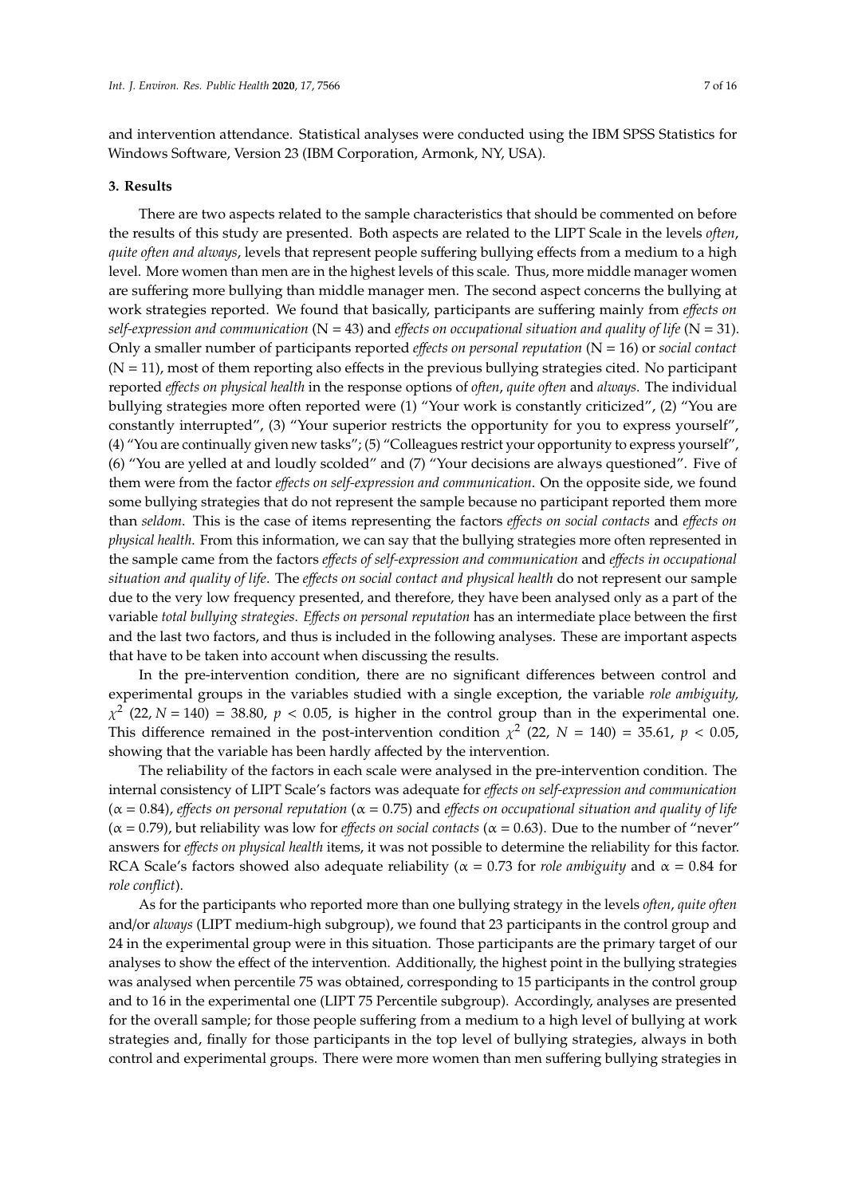and intervention attendance. Statistical analyses were conducted using the IBM SPSS Statistics for Windows Software, Version 23 (IBM Corporation, Armonk, NY, USA).

## 3. Results

There are two aspects related to the sample characteristics that should be commented on before the results of this study are presented. Both aspects are related to the LIPT Scale in the levels *often*, *quite often and always*, levels that represent people suffering bullying effects from a medium to a high level. More women than men are in the highest levels of this scale. Thus, more middle manager women are suffering more bullying than middle manager men. The second aspect concerns the bullying at work strategies reported. We found that basically, participants are suffering mainly from *effects on self-expression and communication* (N = 43) and *effects on occupational situation and quality of life* (N = 31). Only a smaller number of participants reported *effects on personal reputation* (N = 16) or *social contact* (N = 11), most of them reporting also effects in the previous bullying strategies cited. No participant reported *effects on physical health* in the response options of *often*, *quite often* and *always*. The individual bullying strategies more often reported were (1) "Your work is constantly criticized", (2) "You are constantly interrupted", (3) "Your superior restricts the opportunity for you to express yourself", (4) "You are continually given new tasks"; (5) "Colleagues restrict your opportunity to express yourself", (6) "You are yelled at and loudly scolded" and (7) "Your decisions are always questioned". Five of them were from the factor *effects on self-expression and communication*. On the opposite side, we found some bullying strategies that do not represent the sample because no participant reported them more than *seldom*. This is the case of items representing the factors *effects on social contacts* and *effects on physical health*. From this information, we can say that the bullying strategies more often represented in the sample came from the factors *effects of self-expression and communication* and *effects in occupational situation and quality of life*. The *effects on social contact and physical health* do not represent our sample due to the very low frequency presented, and therefore, they have been analysed only as a part of the variable *total bullying strategies*. *Effects on personal reputation* has an intermediate place between the first and the last two factors, and thus is included in the following analyses. These are important aspects that have to be taken into account when discussing the results.

In the pre-intervention condition, there are no significant differences between control and experimental groups in the variables studied with a single exception, the variable *role ambiguity*, $\chi^2$ (22, $N$ = 140) = 38.80, $p < 0.05$, is higher in the control group than in the experimental one. This difference remained in the post-intervention condition $\chi^2$ (22, $N$ = 140) = 35.61, $p < 0.05$, showing that the variable has been hardly affected by the intervention.

The reliability of the factors in each scale were analysed in the pre-intervention condition. The internal consistency of LIPT Scale's factors was adequate for *effects on self-expression and communication* ($\alpha$ = 0.84), *effects on personal reputation* ($\alpha$ = 0.75) and *effects on occupational situation and quality of life* ($\alpha$ = 0.79), but reliability was low for *effects on social contacts* ($\alpha$ = 0.63). Due to the number of "never" answers for *effects on physical health* items, it was not possible to determine the reliability for this factor. RCA Scale's factors showed also adequate reliability ($\alpha$ = 0.73 for *role ambiguity* and $\alpha$ = 0.84 for *role conflict*).

As for the participants who reported more than one bullying strategy in the levels *often*, *quite often* and/or *always* (LIPT medium-high subgroup), we found that 23 participants in the control group and 24 in the experimental group were in this situation. Those participants are the primary target of our analyses to show the effect of the intervention. Additionally, the highest point in the bullying strategies was analysed when percentile 75 was obtained, corresponding to 15 participants in the control group and to 16 in the experimental one (LIPT 75 Percentile subgroup). Accordingly, analyses are presented for the overall sample; for those people suffering from a medium to a high level of bullying at work strategies and, finally for those participants in the top level of bullying strategies, always in both control and experimental groups. There were more women than men suffering bullying strategies in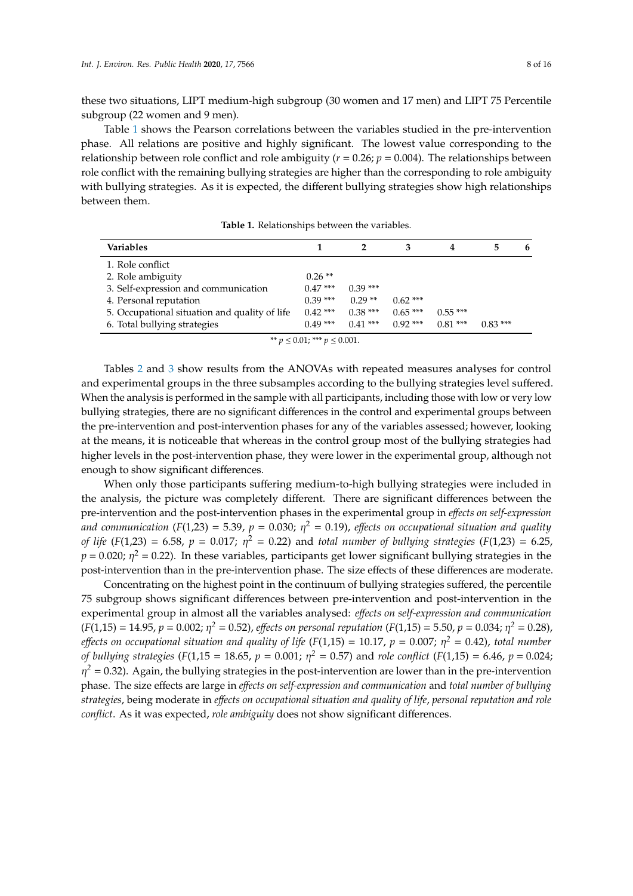these two situations, LIPT medium-high subgroup (30 women and 17 men) and LIPT 75 Percentile subgroup (22 women and 9 men).

Table 1 shows the Pearson correlations between the variables studied in the pre-intervention phase. All relations are positive and highly significant. The lowest value corresponding to the relationship between role conflict and role ambiguity ($r = 0.26$; $p = 0.004$). The relationships between role conflict with the remaining bullying strategies are higher than the corresponding to role ambiguity with bullying strategies. As it is expected, the different bullying strategies show high relationships between them.

**Table 1.** Relationships between the variables.

| Variables | 1 | 2 | 3 | 4 | 5 | 6 |
|---|---|---|---|---|---|---|
| 1. Role conflict | | | | | | |
| 2. Role ambiguity | 0.26 ** | | | | | |
| 3. Self-expression and communication | 0.47 *** | 0.39 *** | | | | |
| 4. Personal reputation | 0.39 *** | 0.29 ** | 0.62 *** | | | |
| 5. Occupational situation and quality of life | 0.42 *** | 0.38 *** | 0.65 *** | 0.55 *** | | |
| 6. Total bullying strategies | 0.49 *** | 0.41 *** | 0.92 *** | 0.81 *** | 0.83 *** | |

** $p \leq 0.01$; *** $p \leq 0.001$.

Tables 2 and 3 show results from the ANOVAs with repeated measures analyses for control and experimental groups in the three subsamples according to the bullying strategies level suffered. When the analysis is performed in the sample with all participants, including those with low or very low bullying strategies, there are no significant differences in the control and experimental groups between the pre-intervention and post-intervention phases for any of the variables assessed; however, looking at the means, it is noticeable that whereas in the control group most of the bullying strategies had higher levels in the post-intervention phase, they were lower in the experimental group, although not enough to show significant differences.

When only those participants suffering medium-to-high bullying strategies were included in the analysis, the picture was completely different. There are significant differences between the pre-intervention and the post-intervention phases in the experimental group in *effects on self-expression and communication* ($F(1,23) = 5.39$, $p = 0.030$; $\eta^2 = 0.19$), *effects on occupational situation and quality of life* ($F(1,23) = 6.58$, $p = 0.017$; $\eta^2 = 0.22$) and *total number of bullying strategies* ($F(1,23) = 6.25$, $p = 0.020$; $\eta^2 = 0.22$). In these variables, participants get lower significant bullying strategies in the post-intervention than in the pre-intervention phase. The size effects of these differences are moderate.

Concentrating on the highest point in the continuum of bullying strategies suffered, the percentile 75 subgroup shows significant differences between pre-intervention and post-intervention in the experimental group in almost all the variables analysed: *effects on self-expression and communication* ($F(1,15) = 14.95$, $p = 0.002$; $\eta^2 = 0.52$), *effects on personal reputation* ($F(1,15) = 5.50$, $p = 0.034$; $\eta^2 = 0.28$), *effects on occupational situation and quality of life* ($F(1,15) = 10.17$, $p = 0.007$; $\eta^2 = 0.42$), *total number of bullying strategies* ($F(1,15 = 18.65$, $p = 0.001$; $\eta^2 = 0.57$) and *role conflict* ($F(1,15) = 6.46$, $p = 0.024$; $\eta^2 = 0.32$). Again, the bullying strategies in the post-intervention are lower than in the pre-intervention phase. The size effects are large in *effects on self-expression and communication* and *total number of bullying strategies*, being moderate in *effects on occupational situation and quality of life*, *personal reputation and role conflict*. As it was expected, *role ambiguity* does not show significant differences.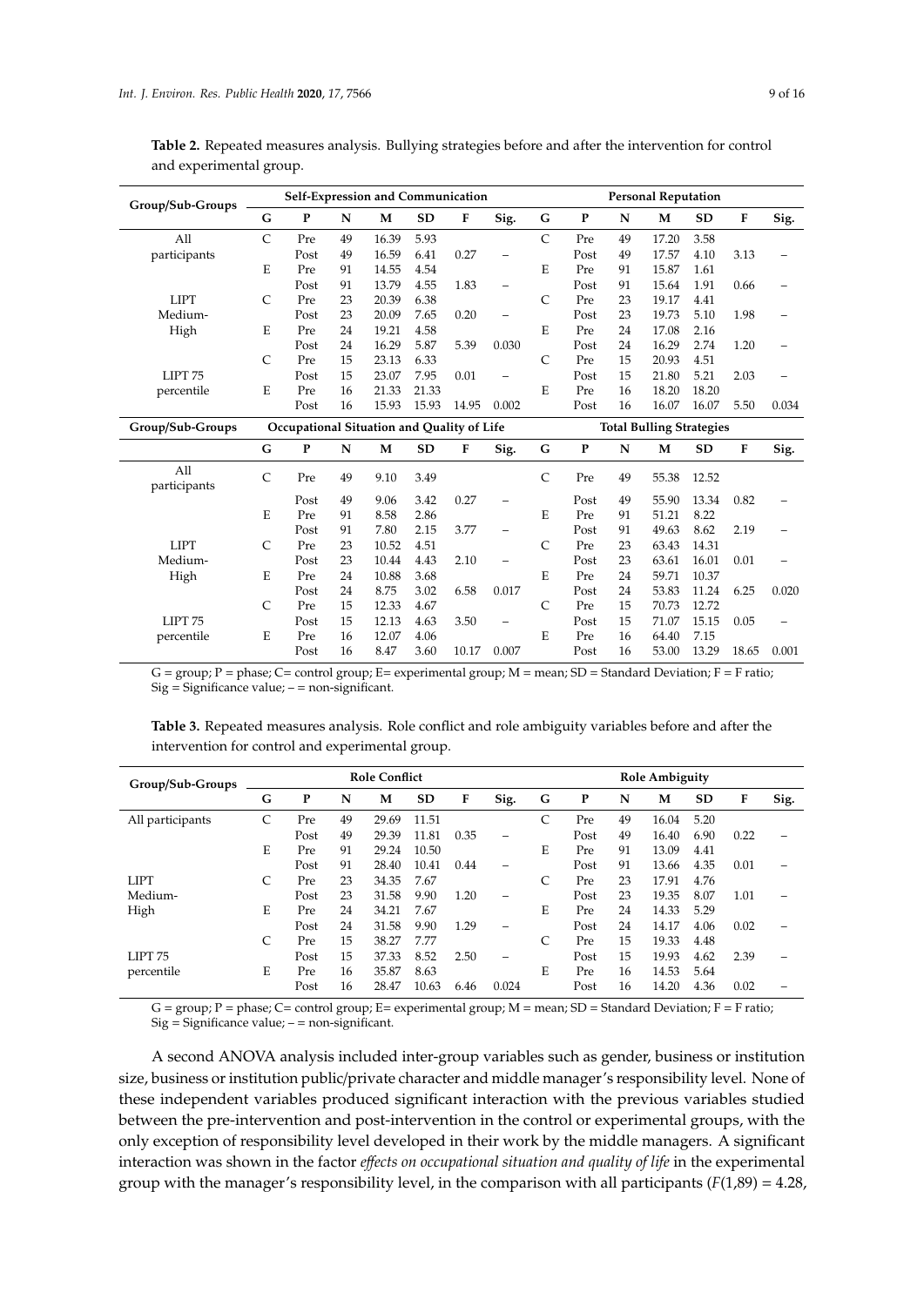**Table 2.** Repeated measures analysis. Bullying strategies before and after the intervention for control and experimental group.

| Group/Sub-Groups | Self-Expression and Communication | | | | | | | Personal Reputation | | | | | | |
|---|---|---|---|---|---|---|---|---|---|---|---|---|---|---|
| | G | P | N | M | SD | F | Sig. | G | P | N | M | SD | F | Sig. |
| All participants | C | Pre | 49 | 16.39 | 5.93 | | | C | Pre | 49 | 17.20 | 3.58 | | |
| | | Post | 49 | 16.59 | 6.41 | 0.27 | – | | Post | 49 | 17.57 | 4.10 | 3.13 | – |
| | E | Pre | 91 | 14.55 | 4.54 | | | E | Pre | 91 | 15.87 | 1.61 | | |
| | | Post | 91 | 13.79 | 4.55 | 1.83 | – | | Post | 91 | 15.64 | 1.91 | 0.66 | – |
| LIPT Medium-High | C | Pre | 23 | 20.39 | 6.38 | | | C | Pre | 23 | 19.17 | 4.41 | | |
| | | Post | 23 | 20.09 | 7.65 | 0.20 | – | | Post | 23 | 19.73 | 5.10 | 1.98 | – |
| | E | Pre | 24 | 19.21 | 4.58 | | | E | Pre | 24 | 17.08 | 2.16 | | |
| | | Post | 24 | 16.29 | 5.87 | 5.39 | 0.030 | | Post | 24 | 16.29 | 2.74 | 1.20 | – |
| LIPT 75 percentile | C | Pre | 15 | 23.13 | 6.33 | | | C | Pre | 15 | 20.93 | 4.51 | | |
| | | Post | 15 | 23.07 | 7.95 | 0.01 | – | | Post | 15 | 21.80 | 5.21 | 2.03 | – |
| | E | Pre | 16 | 21.33 | 21.33 | | | E | Pre | 16 | 18.20 | 18.20 | | |
| | | Post | 16 | 15.93 | 15.93 | 14.95 | 0.002 | | Post | 16 | 16.07 | 16.07 | 5.50 | 0.034 |
| **Group/Sub-Groups** | **Occupational Situation and Quality of Life** | | | | | | | **Total Bulling Strategies** | | | | | | |
| | G | P | N | M | SD | F | Sig. | G | P | N | M | SD | F | Sig. |
| All participants | C | Pre | 49 | 9.10 | 3.49 | | | C | Pre | 49 | 55.38 | 12.52 | | |
| | | Post | 49 | 9.06 | 3.42 | 0.27 | – | | Post | 49 | 55.90 | 13.34 | 0.82 | – |
| | E | Pre | 91 | 8.58 | 2.86 | | | E | Pre | 91 | 51.21 | 8.22 | | |
| | | Post | 91 | 7.80 | 2.15 | 3.77 | – | | Post | 91 | 49.63 | 8.62 | 2.19 | – |
| LIPT Medium-High | C | Pre | 23 | 10.52 | 4.51 | | | C | Pre | 23 | 63.43 | 14.31 | | |
| | | Post | 23 | 10.44 | 4.43 | 2.10 | – | | Post | 23 | 63.61 | 16.01 | 0.01 | – |
| | E | Pre | 24 | 10.88 | 3.68 | | | E | Pre | 24 | 59.71 | 10.37 | | |
| | | Post | 24 | 8.75 | 3.02 | 6.58 | 0.017 | | Post | 24 | 53.83 | 11.24 | 6.25 | 0.020 |
| LIPT 75 percentile | C | Pre | 15 | 12.33 | 4.67 | | | C | Pre | 15 | 70.73 | 12.72 | | |
| | | Post | 15 | 12.13 | 4.63 | 3.50 | – | | Post | 15 | 71.07 | 15.15 | 0.05 | – |
| | E | Pre | 16 | 12.07 | 4.06 | | | E | Pre | 16 | 64.40 | 7.15 | | |
| | | Post | 16 | 8.47 | 3.60 | 10.17 | 0.007 | | Post | 16 | 53.00 | 13.29 | 18.65 | 0.001 |

G = group; P = phase; C= control group; E= experimental group; M = mean; SD = Standard Deviation; F = F ratio; Sig = Significance value; – = non-significant.

**Table 3.** Repeated measures analysis. Role conflict and role ambiguity variables before and after the intervention for control and experimental group.

| Group/Sub-Groups | Role Conflict | | | | | | | Role Ambiguity | | | | | | |
|---|---|---|---|---|---|---|---|---|---|---|---|---|---|---|
| | G | P | N | M | SD | F | Sig. | G | P | N | M | SD | F | Sig. |
| All participants | C | Pre | 49 | 29.69 | 11.51 | | | C | Pre | 49 | 16.04 | 5.20 | | |
| | | Post | 49 | 29.39 | 11.81 | 0.35 | – | | Post | 49 | 16.40 | 6.90 | 0.22 | – |
| | E | Pre | 91 | 29.24 | 10.50 | | | E | Pre | 91 | 13.09 | 4.41 | | |
| | | Post | 91 | 28.40 | 10.41 | 0.44 | – | | Post | 91 | 13.66 | 4.35 | 0.01 | – |
| LIPT Medium-High | C | Pre | 23 | 34.35 | 7.67 | | | C | Pre | 23 | 17.91 | 4.76 | | |
| | | Post | 23 | 31.58 | 9.90 | 1.20 | – | | Post | 23 | 19.35 | 8.07 | 1.01 | – |
| | E | Pre | 24 | 34.21 | 7.67 | | | E | Pre | 24 | 14.33 | 5.29 | | |
| | | Post | 24 | 31.58 | 9.90 | 1.29 | – | | Post | 24 | 14.17 | 4.06 | 0.02 | – |
| LIPT 75 percentile | C | Pre | 15 | 38.27 | 7.77 | | | C | Pre | 15 | 19.33 | 4.48 | | |
| | | Post | 15 | 37.33 | 8.52 | 2.50 | – | | Post | 15 | 19.93 | 4.62 | 2.39 | – |
| | E | Pre | 16 | 35.87 | 8.63 | | | E | Pre | 16 | 14.53 | 5.64 | | |
| | | Post | 16 | 28.47 | 10.63 | 6.46 | 0.024 | | Post | 16 | 14.20 | 4.36 | 0.02 | – |

G = group; P = phase; C= control group; E= experimental group; M = mean; SD = Standard Deviation; F = F ratio; Sig = Significance value; – = non-significant.

A second ANOVA analysis included inter-group variables such as gender, business or institution size, business or institution public/private character and middle manager's responsibility level. None of these independent variables produced significant interaction with the previous variables studied between the pre-intervention and post-intervention in the control or experimental groups, with the only exception of responsibility level developed in their work by the middle managers. A significant interaction was shown in the factor *effects on occupational situation and quality of life* in the experimental group with the manager's responsibility level, in the comparison with all participants ($F(1,89) = 4.28$,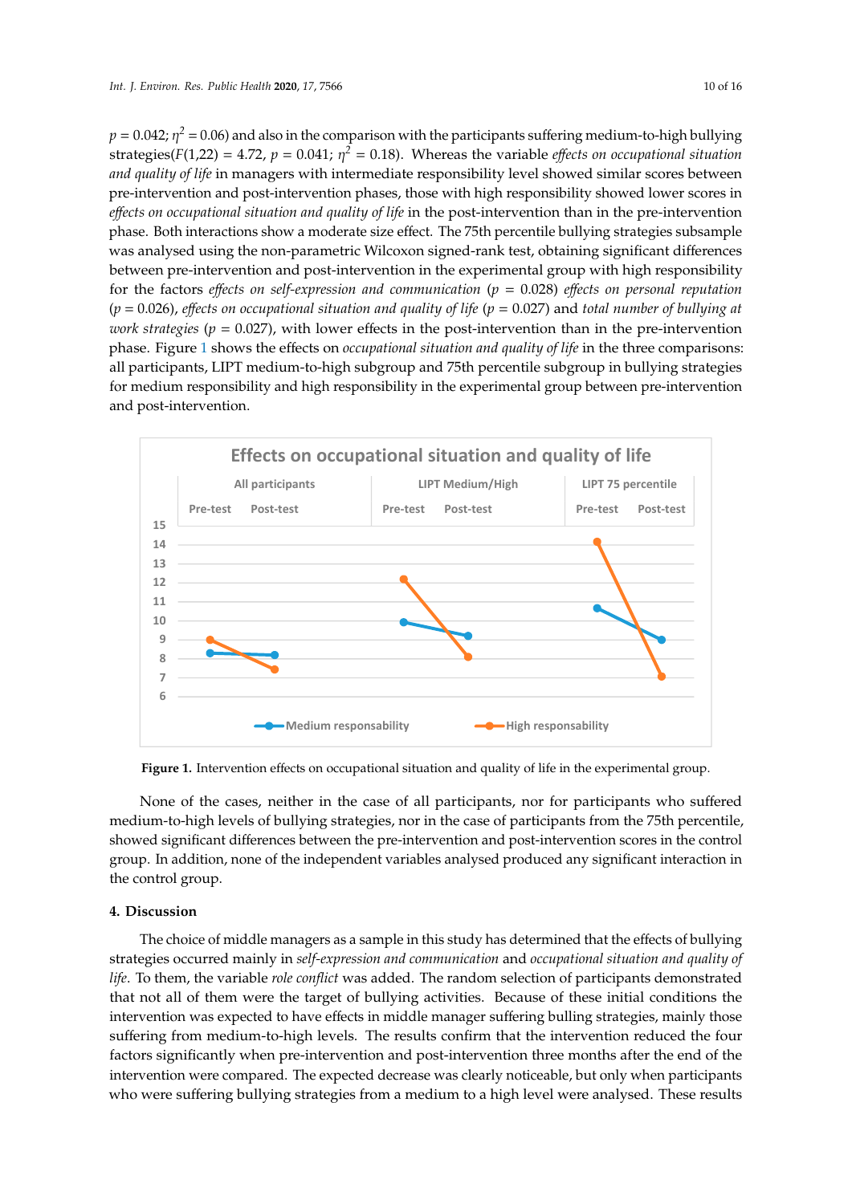$p = 0.042$; $\eta^2 = 0.06$) and also in the comparison with the participants suffering medium-to-high bullying strategies($F(1,22) = 4.72$, $p = 0.041$; $\eta^2 = 0.18$). Whereas the variable *effects on occupational situation and quality of life* in managers with intermediate responsibility level showed similar scores between pre-intervention and post-intervention phases, those with high responsibility showed lower scores in *effects on occupational situation and quality of life* in the post-intervention than in the pre-intervention phase. Both interactions show a moderate size effect. The 75th percentile bullying strategies subsample was analysed using the non-parametric Wilcoxon signed-rank test, obtaining significant differences between pre-intervention and post-intervention in the experimental group with high responsibility for the factors *effects on self-expression and communication* ($p = 0.028$) *effects on personal reputation* ($p = 0.026$), *effects on occupational situation and quality of life* ($p = 0.027$) and *total number of bullying at work strategies* ($p = 0.027$), with lower effects in the post-intervention than in the pre-intervention phase. Figure 1 shows the effects on *occupational situation and quality of life* in the three comparisons: all participants, LIPT medium-to-high subgroup and 75th percentile subgroup in bullying strategies for medium responsibility and high responsibility in the experimental group between pre-intervention and post-intervention.

**Figure 1.** Intervention effects on occupational situation and quality of life in the experimental group.

None of the cases, neither in the case of all participants, nor for participants who suffered medium-to-high levels of bullying strategies, nor in the case of participants from the 75th percentile, showed significant differences between the pre-intervention and post-intervention scores in the control group. In addition, none of the independent variables analysed produced any significant interaction in the control group.

## 4. Discussion

The choice of middle managers as a sample in this study has determined that the effects of bullying strategies occurred mainly in *self-expression and communication* and *occupational situation and quality of life*. To them, the variable *role conflict* was added. The random selection of participants demonstrated that not all of them were the target of bullying activities. Because of these initial conditions the intervention was expected to have effects in middle manager suffering bulling strategies, mainly those suffering from medium-to-high levels. The results confirm that the intervention reduced the four factors significantly when pre-intervention and post-intervention three months after the end of the intervention were compared. The expected decrease was clearly noticeable, but only when participants who were suffering bullying strategies from a medium to a high level were analysed. These results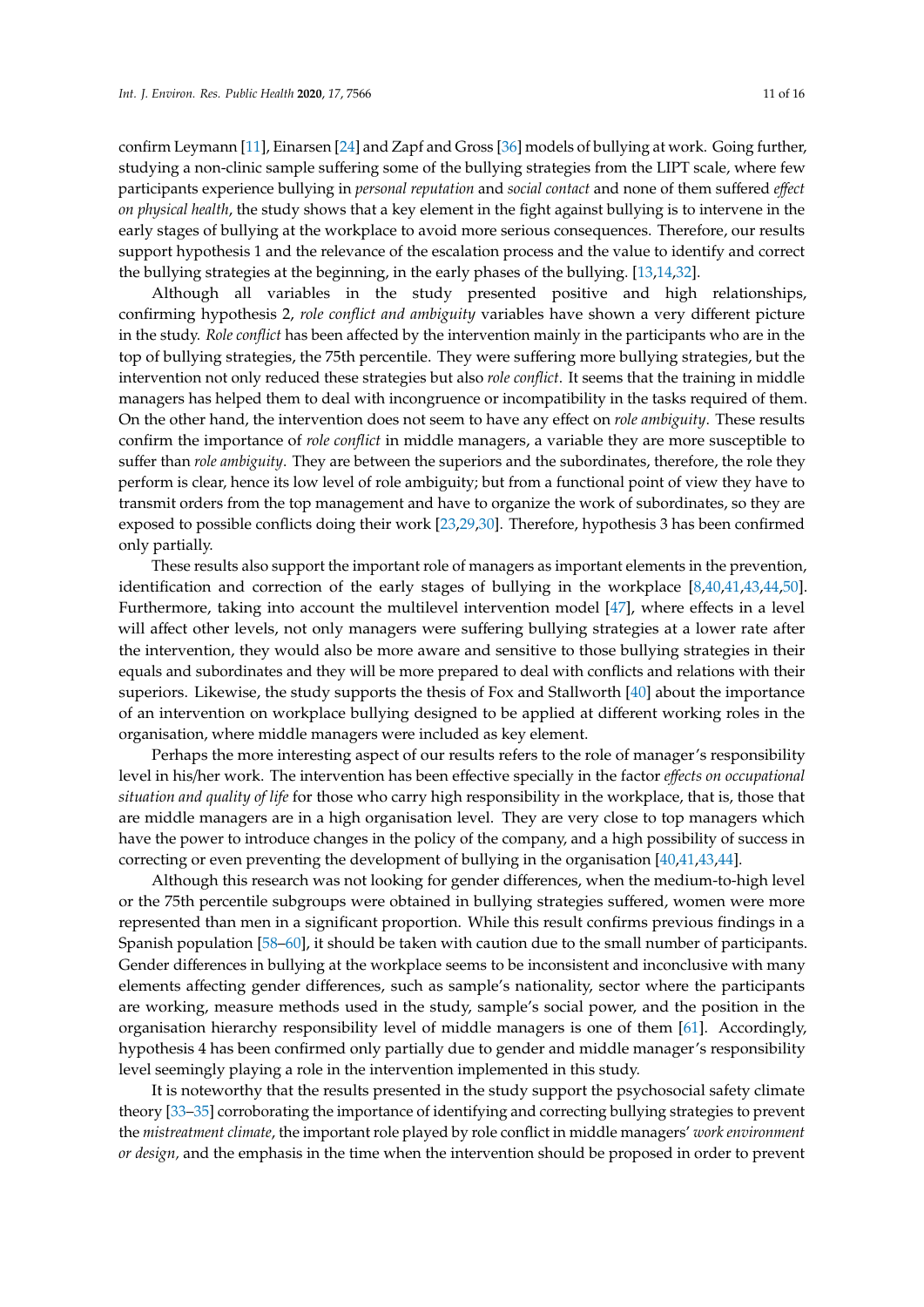confirm Leymann [11], Einarsen [24] and Zapf and Gross [36] models of bullying at work. Going further, studying a non-clinic sample suffering some of the bullying strategies from the LIPT scale, where few participants experience bullying in *personal reputation* and *social contact* and none of them suffered *effect on physical health*, the study shows that a key element in the fight against bullying is to intervene in the early stages of bullying at the workplace to avoid more serious consequences. Therefore, our results support hypothesis 1 and the relevance of the escalation process and the value to identify and correct the bullying strategies at the beginning, in the early phases of the bullying. [13,14,32].

Although all variables in the study presented positive and high relationships, confirming hypothesis 2, *role conflict and ambiguity* variables have shown a very different picture in the study. *Role conflict* has been affected by the intervention mainly in the participants who are in the top of bullying strategies, the 75th percentile. They were suffering more bullying strategies, but the intervention not only reduced these strategies but also *role conflict*. It seems that the training in middle managers has helped them to deal with incongruence or incompatibility in the tasks required of them. On the other hand, the intervention does not seem to have any effect on *role ambiguity*. These results confirm the importance of *role conflict* in middle managers, a variable they are more susceptible to suffer than *role ambiguity*. They are between the superiors and the subordinates, therefore, the role they perform is clear, hence its low level of role ambiguity; but from a functional point of view they have to transmit orders from the top management and have to organize the work of subordinates, so they are exposed to possible conflicts doing their work [23,29,30]. Therefore, hypothesis 3 has been confirmed only partially.

These results also support the important role of managers as important elements in the prevention, identification and correction of the early stages of bullying in the workplace [8,40,41,43,44,50]. Furthermore, taking into account the multilevel intervention model [47], where effects in a level will affect other levels, not only managers were suffering bullying strategies at a lower rate after the intervention, they would also be more aware and sensitive to those bullying strategies in their equals and subordinates and they will be more prepared to deal with conflicts and relations with their superiors. Likewise, the study supports the thesis of Fox and Stallworth [40] about the importance of an intervention on workplace bullying designed to be applied at different working roles in the organisation, where middle managers were included as key element.

Perhaps the more interesting aspect of our results refers to the role of manager's responsibility level in his/her work. The intervention has been effective specially in the factor *effects on occupational situation and quality of life* for those who carry high responsibility in the workplace, that is, those that are middle managers are in a high organisation level. They are very close to top managers which have the power to introduce changes in the policy of the company, and a high possibility of success in correcting or even preventing the development of bullying in the organisation [40,41,43,44].

Although this research was not looking for gender differences, when the medium-to-high level or the 75th percentile subgroups were obtained in bullying strategies suffered, women were more represented than men in a significant proportion. While this result confirms previous findings in a Spanish population [58–60], it should be taken with caution due to the small number of participants. Gender differences in bullying at the workplace seems to be inconsistent and inconclusive with many elements affecting gender differences, such as sample's nationality, sector where the participants are working, measure methods used in the study, sample's social power, and the position in the organisation hierarchy responsibility level of middle managers is one of them [61]. Accordingly, hypothesis 4 has been confirmed only partially due to gender and middle manager's responsibility level seemingly playing a role in the intervention implemented in this study.

It is noteworthy that the results presented in the study support the psychosocial safety climate theory [33–35] corroborating the importance of identifying and correcting bullying strategies to prevent the *mistreatment climate*, the important role played by role conflict in middle managers' *work environment or design,* and the emphasis in the time when the intervention should be proposed in order to prevent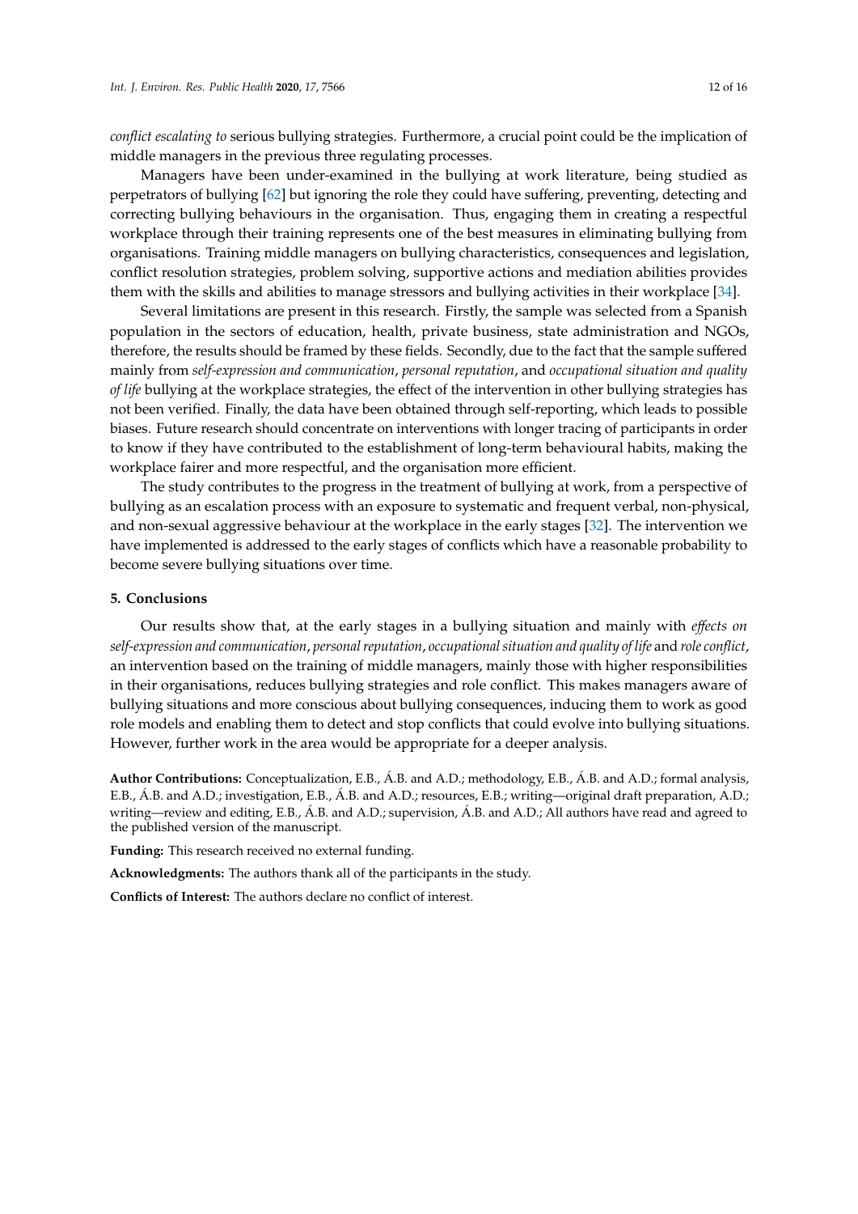*conflict escalating to* serious bullying strategies. Furthermore, a crucial point could be the implication of middle managers in the previous three regulating processes.

Managers have been under-examined in the bullying at work literature, being studied as perpetrators of bullying [62] but ignoring the role they could have suffering, preventing, detecting and correcting bullying behaviours in the organisation. Thus, engaging them in creating a respectful workplace through their training represents one of the best measures in eliminating bullying from organisations. Training middle managers on bullying characteristics, consequences and legislation, conflict resolution strategies, problem solving, supportive actions and mediation abilities provides them with the skills and abilities to manage stressors and bullying activities in their workplace [34].

Several limitations are present in this research. Firstly, the sample was selected from a Spanish population in the sectors of education, health, private business, state administration and NGOs, therefore, the results should be framed by these fields. Secondly, due to the fact that the sample suffered mainly from *self-expression and communication*, *personal reputation*, and *occupational situation and quality of life* bullying at the workplace strategies, the effect of the intervention in other bullying strategies has not been verified. Finally, the data have been obtained through self-reporting, which leads to possible biases. Future research should concentrate on interventions with longer tracing of participants in order to know if they have contributed to the establishment of long-term behavioural habits, making the workplace fairer and more respectful, and the organisation more efficient.

The study contributes to the progress in the treatment of bullying at work, from a perspective of bullying as an escalation process with an exposure to systematic and frequent verbal, non-physical, and non-sexual aggressive behaviour at the workplace in the early stages [32]. The intervention we have implemented is addressed to the early stages of conflicts which have a reasonable probability to become severe bullying situations over time.

## 5. Conclusions

Our results show that, at the early stages in a bullying situation and mainly with *effects on self-expression and communication*, *personal reputation*, *occupational situation and quality of life* and *role conflict*, an intervention based on the training of middle managers, mainly those with higher responsibilities in their organisations, reduces bullying strategies and role conflict. This makes managers aware of bullying situations and more conscious about bullying consequences, inducing them to work as good role models and enabling them to detect and stop conflicts that could evolve into bullying situations. However, further work in the area would be appropriate for a deeper analysis.

**Author Contributions:** Conceptualization, E.B., Á.B. and A.D.; methodology, E.B., Á.B. and A.D.; formal analysis, E.B., Á.B. and A.D.; investigation, E.B., Á.B. and A.D.; resources, E.B.; writing—original draft preparation, A.D.; writing—review and editing, E.B., Á.B. and A.D.; supervision, Á.B. and A.D.; All authors have read and agreed to the published version of the manuscript.

**Funding:** This research received no external funding.

**Acknowledgments:** The authors thank all of the participants in the study.

**Conflicts of Interest:** The authors declare no conflict of interest.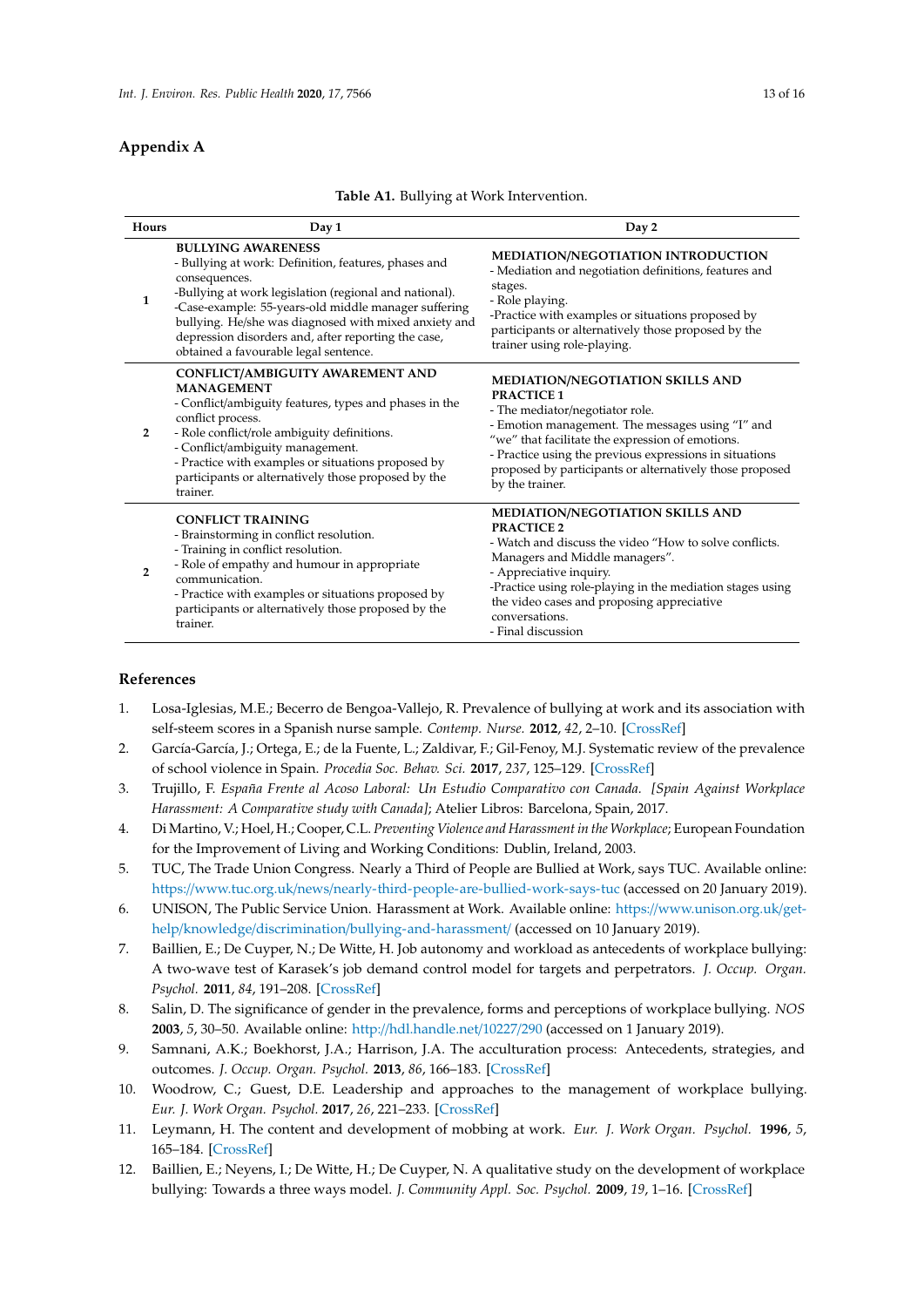## Appendix A

**Table A1.** Bullying at Work Intervention.

| Hours | Day 1 | Day 2 |
|---|---|---|
| 1 | **BULLYING AWARENESS**<br>- Bullying at work: Definition, features, phases and consequences.<br>-Bullying at work legislation (regional and national).<br>-Case-example: 55-years-old middle manager suffering bullying. He/she was diagnosed with mixed anxiety and depression disorders and, after reporting the case, obtained a favourable legal sentence. | **MEDIATION/NEGOTIATION INTRODUCTION**<br>- Mediation and negotiation definitions, features and stages.<br>- Role playing.<br>-Practice with examples or situations proposed by participants or alternatively those proposed by the trainer using role-playing. |
| 2 | **CONFLICT/AMBIGUITY AWAREMENT AND MANAGEMENT**<br>- Conflict/ambiguity features, types and phases in the conflict process.<br>- Role conflict/role ambiguity definitions.<br>- Conflict/ambiguity management.<br>- Practice with examples or situations proposed by participants or alternatively those proposed by the trainer. | **MEDIATION/NEGOTIATION SKILLS AND PRACTICE 1**<br>- The mediator/negotiator role.<br>- Emotion management. The messages using "I" and "we" that facilitate the expression of emotions.<br>- Practice using the previous expressions in situations proposed by participants or alternatively those proposed by the trainer. |
| 2 | **CONFLICT TRAINING**<br>- Brainstorming in conflict resolution.<br>- Training in conflict resolution.<br>- Role of empathy and humour in appropriate communication.<br>- Practice with examples or situations proposed by participants or alternatively those proposed by the trainer. | **MEDIATION/NEGOTIATION SKILLS AND PRACTICE 2**<br>- Watch and discuss the video "How to solve conflicts. Managers and Middle managers".<br>- Appreciative inquiry.<br>-Practice using role-playing in the mediation stages using the video cases and proposing appreciative conversations.<br>- Final discussion |

## References

1. Losa-Iglesias, M.E.; Becerro de Bengoa-Vallejo, R. Prevalence of bullying at work and its association with self-steem scores in a Spanish nurse sample. *Contemp. Nurse.* **2012**, *42*, 2–10. [CrossRef]
2. García-García, J.; Ortega, E.; de la Fuente, L.; Zaldivar, F.; Gil-Fenoy, M.J. Systematic review of the prevalence of school violence in Spain. *Procedia Soc. Behav. Sci.* **2017**, *237*, 125–129. [CrossRef]
3. Trujillo, F. *España Frente al Acoso Laboral: Un Estudio Comparativo con Canadá. [Spain Against Workplace Harassment: A Comparative study with Canada]*; Atelier Libros: Barcelona, Spain, 2017.
4. Di Martino, V.; Hoel, H.; Cooper, C.L. *Preventing Violence and Harassment in the Workplace*; European Foundation for the Improvement of Living and Working Conditions: Dublin, Ireland, 2003.
5. TUC, The Trade Union Congress. Nearly a Third of People are Bullied at Work, says TUC. Available online: https://www.tuc.org.uk/news/nearly-third-people-are-bullied-work-says-tuc (accessed on 20 January 2019).
6. UNISON, The Public Service Union. Harassment at Work. Available online: https://www.unison.org.uk/get-help/knowledge/discrimination/bullying-and-harassment/ (accessed on 10 January 2019).
7. Baillien, E.; De Cuyper, N.; De Witte, H. Job autonomy and workload as antecedents of workplace bullying: A two-wave test of Karasek's job demand control model for targets and perpetrators. *J. Occup. Organ. Psychol.* **2011**, *84*, 191–208. [CrossRef]
8. Salin, D. The significance of gender in the prevalence, forms and perceptions of workplace bullying. *NOS* **2003**, *5*, 30–50. Available online: http://hdl.handle.net/10227/290 (accessed on 1 January 2019).
9. Samnani, A.K.; Boekhorst, J.A.; Harrison, J.A. The acculturation process: Antecedents, strategies, and outcomes. *J. Occup. Organ. Psychol.* **2013**, *86*, 166–183. [CrossRef]
10. Woodrow, C.; Guest, D.E. Leadership and approaches to the management of workplace bullying. *Eur. J. Work Organ. Psychol.* **2017**, *26*, 221–233. [CrossRef]
11. Leymann, H. The content and development of mobbing at work. *Eur. J. Work Organ. Psychol.* **1996**, *5*, 165–184. [CrossRef]
12. Baillien, E.; Neyens, I.; De Witte, H.; De Cuyper, N. A qualitative study on the development of workplace bullying: Towards a three ways model. *J. Community Appl. Soc. Psychol.* **2009**, *19*, 1–16. [CrossRef]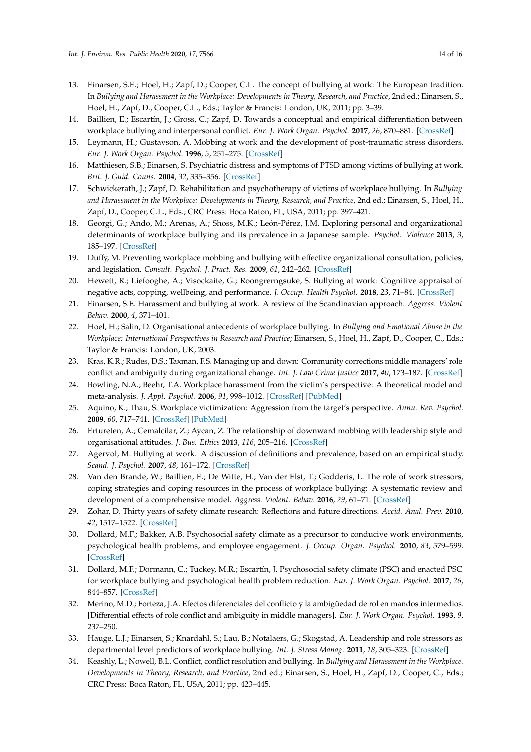13. Einarsen, S.E.; Hoel, H.; Zapf, D.; Cooper, C.L. The concept of bullying at work: The European tradition. In *Bullying and Harassment in the Workplace: Developments in Theory, Research, and Practice*, 2nd ed.; Einarsen, S., Hoel, H., Zapf, D., Cooper, C.L., Eds.; Taylor & Francis: London, UK, 2011; pp. 3–39.
14. Baillien, E.; Escartín, J.; Gross, C.; Zapf, D. Towards a conceptual and empirical differentiation between workplace bullying and interpersonal conflict. *Eur. J. Work Organ. Psychol.* **2017**, *26*, 870–881. [CrossRef]
15. Leymann, H.; Gustavson, A. Mobbing at work and the development of post-traumatic stress disorders. *Eur. J. Work Organ. Psychol.* **1996**, *5*, 251–275. [CrossRef]
16. Matthiesen, S.B.; Einarsen, S. Psychiatric distress and symptoms of PTSD among victims of bullying at work. *Brit. J. Guid. Couns.* **2004**, *32*, 335–356. [CrossRef]
17. Schwickerath, J.; Zapf, D. Rehabilitation and psychotherapy of victims of workplace bullying. In *Bullying and Harassment in the Workplace: Developments in Theory, Research, and Practice*, 2nd ed.; Einarsen, S., Hoel, H., Zapf, D., Cooper, C.L., Eds.; CRC Press: Boca Raton, FL, USA, 2011; pp. 397–421.
18. Georgi, G.; Ando, M.; Arenas, A.; Shoss, M.K.; León-Pérez, J.M. Exploring personal and organizational determinants of workplace bullying and its prevalence in a Japanese sample. *Psychol. Violence* **2013**, *3*, 185–197. [CrossRef]
19. Duffy, M. Preventing workplace mobbing and bullying with effective organizational consultation, policies, and legislation. *Consult. Psychol. J. Pract. Res.* **2009**, *61*, 242–262. [CrossRef]
20. Hewett, R.; Liefooghe, A.; Visockaite, G.; Roongrerngsuke, S. Bullying at work: Cognitive appraisal of negative acts, copping, wellbeing, and performance. *J. Occup. Health Psychol.* **2018**, *23*, 71–84. [CrossRef]
21. Einarsen, S.E. Harassment and bullying at work. A review of the Scandinavian approach. *Aggress. Violent Behav.* **2000**, *4*, 371–401.
22. Hoel, H.; Salin, D. Organisational antecedents of workplace bullying. In *Bullying and Emotional Abuse in the Workplace: International Perspectives in Research and Practice*; Einarsen, S., Hoel, H., Zapf, D., Cooper, C., Eds.; Taylor & Francis: London, UK, 2003.
23. Kras, K.R.; Rudes, D.S.; Taxman, F.S. Managing up and down: Community corrections middle managers' role conflict and ambiguity during organizational change. *Int. J. Law Crime Justice* **2017**, *40*, 173–187. [CrossRef]
24. Bowling, N.A.; Beehr, T.A. Workplace harassment from the victim's perspective: A theoretical model and meta-analysis. *J. Appl. Psychol.* **2006**, *91*, 998–1012. [CrossRef] [PubMed]
25. Aquino, K.; Thau, S. Workplace victimization: Aggression from the target's perspective. *Annu. Rev. Psychol.* **2009**, *60*, 717–741. [CrossRef] [PubMed]
26. Ertureten, A.; Cemalcilar, Z.; Aycan, Z. The relationship of downward mobbing with leadership style and organisational attitudes. *J. Bus. Ethics* **2013**, *116*, 205–216. [CrossRef]
27. Agervol, M. Bullying at work. A discussion of definitions and prevalence, based on an empirical study. *Scand. J. Psychol.* **2007**, *48*, 161–172. [CrossRef]
28. Van den Brande, W.; Baillien, E.; De Witte, H.; Van der Elst, T.; Godderis, L. The role of work stressors, coping strategies and coping resources in the process of workplace bullying: A systematic review and development of a comprehensive model. *Aggress. Violent. Behav.* **2016**, *29*, 61–71. [CrossRef]
29. Zohar, D. Thirty years of safety climate research: Reflections and future directions. *Accid. Anal. Prev.* **2010**, *42*, 1517–1522. [CrossRef]
30. Dollard, M.F.; Bakker, A.B. Psychosocial safety climate as a precursor to conducive work environments, psychological health problems, and employee engagement. *J. Occup. Organ. Psychol.* **2010**, *83*, 579–599. [CrossRef]
31. Dollard, M.F.; Dormann, C.; Tuckey, M.R.; Escartín, J. Psychosocial safety climate (PSC) and enacted PSC for workplace bullying and psychological health problem reduction. *Eur. J. Work Organ. Psychol.* **2017**, *26*, 844–857. [CrossRef]
32. Merino, M.D.; Forteza, J.A. Efectos diferenciales del conflicto y la ambigüedad de rol en mandos intermedios. [Differential effects of role conflict and ambiguity in middle managers]. *Eur. J. Work Organ. Psychol.* **1993**, *9*, 237–250.
33. Hauge, L.J.; Einarsen, S.; Knardahl, S.; Lau, B.; Notalaers, G.; Skogstad, A. Leadership and role stressors as departmental level predictors of workplace bullying. *Int. J. Stress Manag.* **2011**, *18*, 305–323. [CrossRef]
34. Keashly, L.; Nowell, B.L. Conflict, conflict resolution and bullying. In *Bullying and Harassment in the Workplace. Developments in Theory, Research, and Practice*, 2nd ed.; Einarsen, S., Hoel, H., Zapf, D., Cooper, C., Eds.; CRC Press: Boca Raton, FL, USA, 2011; pp. 423–445.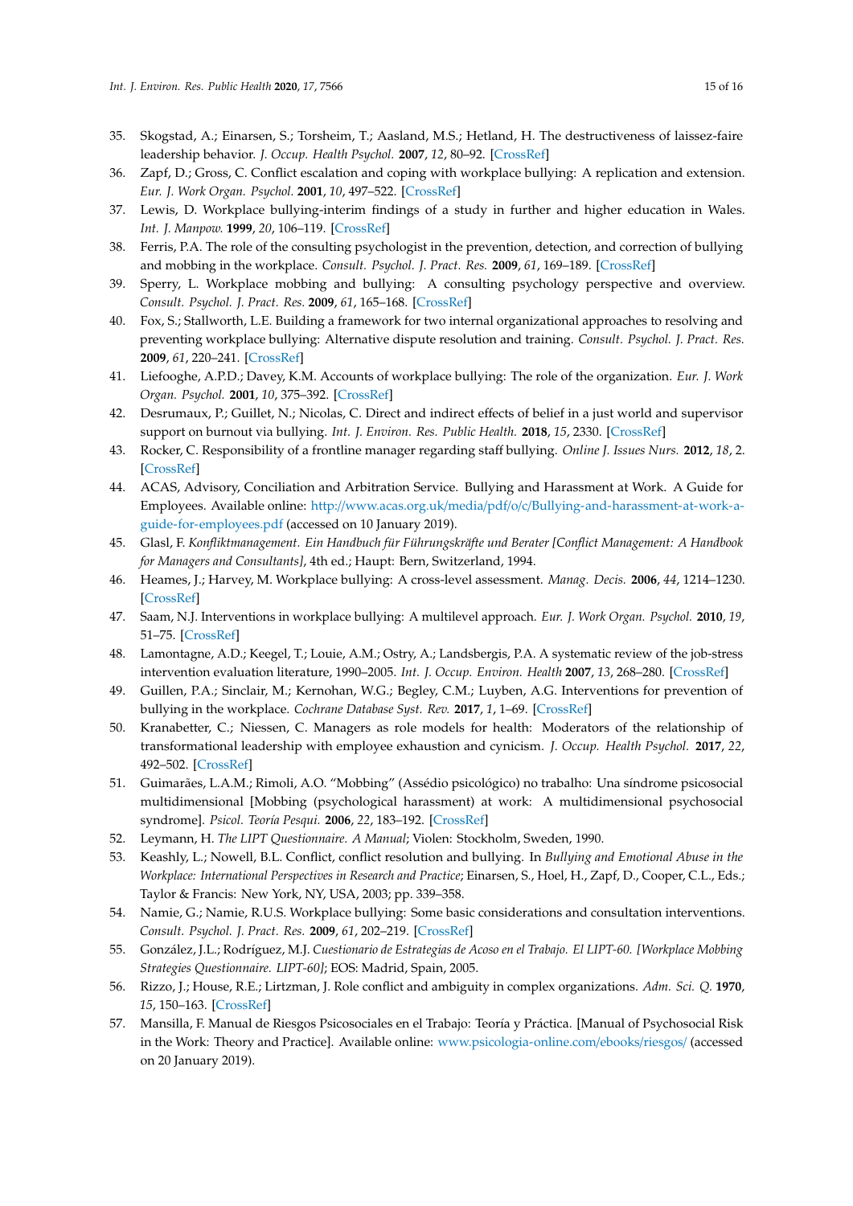35. Skogstad, A.; Einarsen, S.; Torsheim, T.; Aasland, M.S.; Hetland, H. The destructiveness of laissez-faire leadership behavior. *J. Occup. Health Psychol.* **2007**, *12*, 80–92. [CrossRef]
36. Zapf, D.; Gross, C. Conflict escalation and coping with workplace bullying: A replication and extension. *Eur. J. Work Organ. Psychol.* **2001**, *10*, 497–522. [CrossRef]
37. Lewis, D. Workplace bullying-interim findings of a study in further and higher education in Wales. *Int. J. Manpow.* **1999**, *20*, 106–119. [CrossRef]
38. Ferris, P.A. The role of the consulting psychologist in the prevention, detection, and correction of bullying and mobbing in the workplace. *Consult. Psychol. J. Pract. Res.* **2009**, *61*, 169–189. [CrossRef]
39. Sperry, L. Workplace mobbing and bullying: A consulting psychology perspective and overview. *Consult. Psychol. J. Pract. Res.* **2009**, *61*, 165–168. [CrossRef]
40. Fox, S.; Stallworth, L.E. Building a framework for two internal organizational approaches to resolving and preventing workplace bullying: Alternative dispute resolution and training. *Consult. Psychol. J. Pract. Res.* **2009**, *61*, 220–241. [CrossRef]
41. Liefooghe, A.P.D.; Davey, K.M. Accounts of workplace bullying: The role of the organization. *Eur. J. Work Organ. Psychol.* **2001**, *10*, 375–392. [CrossRef]
42. Desrumaux, P.; Guillet, N.; Nicolas, C. Direct and indirect effects of belief in a just world and supervisor support on burnout via bullying. *Int. J. Environ. Res. Public Health.* **2018**, *15*, 2330. [CrossRef]
43. Rocker, C. Responsibility of a frontline manager regarding staff bullying. *Online J. Issues Nurs.* **2012**, *18*, 2. [CrossRef]
44. ACAS, Advisory, Conciliation and Arbitration Service. Bullying and Harassment at Work. A Guide for Employees. Available online: http://www.acas.org.uk/media/pdf/o/c/Bullying-and-harassment-at-work-a-guide-for-employees.pdf (accessed on 10 January 2019).
45. Glasl, F. *Konfliktmanagement. Ein Handbuch für Führungskräfte und Berater [Conflict Management: A Handbook for Managers and Consultants]*, 4th ed.; Haupt: Bern, Switzerland, 1994.
46. Heames, J.; Harvey, M. Workplace bullying: A cross-level assessment. *Manag. Decis.* **2006**, *44*, 1214–1230. [CrossRef]
47. Saam, N.J. Interventions in workplace bullying: A multilevel approach. *Eur. J. Work Organ. Psychol.* **2010**, *19*, 51–75. [CrossRef]
48. Lamontagne, A.D.; Keegel, T.; Louie, A.M.; Ostry, A.; Landsbergis, P.A. A systematic review of the job-stress intervention evaluation literature, 1990–2005. *Int. J. Occup. Environ. Health* **2007**, *13*, 268–280. [CrossRef]
49. Guillen, P.A.; Sinclair, M.; Kernohan, W.G.; Begley, C.M.; Luyben, A.G. Interventions for prevention of bullying in the workplace. *Cochrane Database Syst. Rev.* **2017**, *1*, 1–69. [CrossRef]
50. Kranabetter, C.; Niessen, C. Managers as role models for health: Moderators of the relationship of transformational leadership with employee exhaustion and cynicism. *J. Occup. Health Psychol.* **2017**, *22*, 492–502. [CrossRef]
51. Guimarães, L.A.M.; Rimoli, A.O. "Mobbing" (Assédio psicológico) no trabalho: Una síndrome psicosocial multidimensional [Mobbing (psychological harassment) at work: A multidimensional psychosocial syndrome]. *Psicol. Teoría Pesqui.* **2006**, *22*, 183–192. [CrossRef]
52. Leymann, H. *The LIPT Questionnaire. A Manual*; Violen: Stockholm, Sweden, 1990.
53. Keashly, L.; Nowell, B.L. Conflict, conflict resolution and bullying. In *Bullying and Emotional Abuse in the Workplace: International Perspectives in Research and Practice*; Einarsen, S., Hoel, H., Zapf, D., Cooper, C.L., Eds.; Taylor & Francis: New York, NY, USA, 2003; pp. 339–358.
54. Namie, G.; Namie, R.U.S. Workplace bullying: Some basic considerations and consultation interventions. *Consult. Psychol. J. Pract. Res.* **2009**, *61*, 202–219. [CrossRef]
55. González, J.L.; Rodríguez, M.J. *Cuestionario de Estrategias de Acoso en el Trabajo. El LIPT-60. [Workplace Mobbing Strategies Questionnaire. LIPT-60]*; EOS: Madrid, Spain, 2005.
56. Rizzo, J.; House, R.E.; Lirtzman, J. Role conflict and ambiguity in complex organizations. *Adm. Sci. Q.* **1970**, *15*, 150–163. [CrossRef]
57. Mansilla, F. Manual de Riesgos Psicosociales en el Trabajo: Teoría y Práctica. [Manual of Psychosocial Risk in the Work: Theory and Practice]. Available online: www.psicologia-online.com/ebooks/riesgos/ (accessed on 20 January 2019).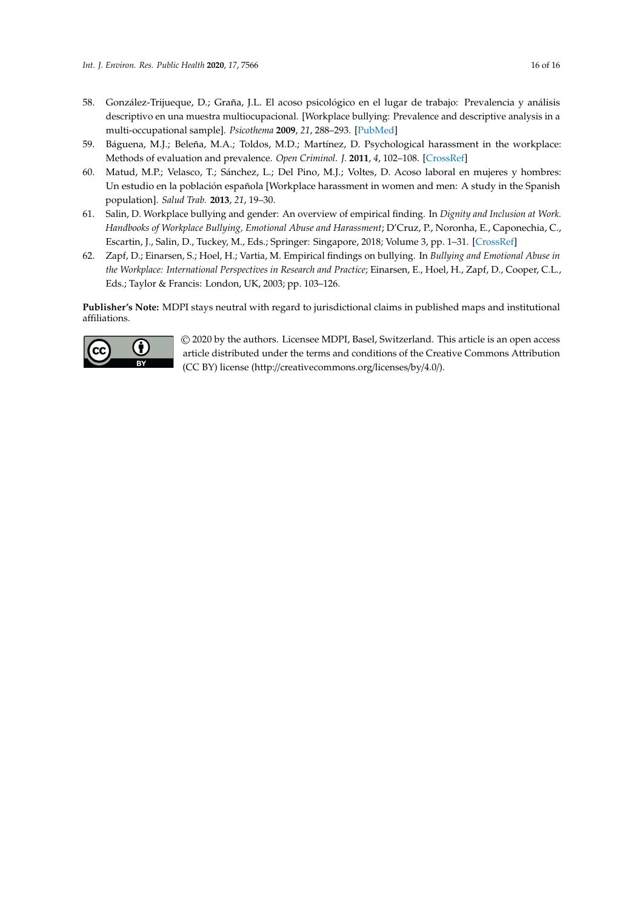58. González-Trijueque, D.; Graña, J.L. El acoso psicológico en el lugar de trabajo: Prevalencia y análisis descriptivo en una muestra multiocupacional. [Workplace bullying: Prevalence and descriptive analysis in a multi-occupational sample]. *Psicothema* **2009**, *21*, 288–293. [PubMed]
59. Báguena, M.J.; Beleña, M.A.; Toldos, M.D.; Martínez, D. Psychological harassment in the workplace: Methods of evaluation and prevalence. *Open Criminol. J.* **2011**, *4*, 102–108. [CrossRef]
60. Matud, M.P.; Velasco, T.; Sánchez, L.; Del Pino, M.J.; Voltes, D. Acoso laboral en mujeres y hombres: Un estudio en la población española [Workplace harassment in women and men: A study in the Spanish population]. *Salud Trab.* **2013**, *21*, 19–30.
61. Salin, D. Workplace bullying and gender: An overview of empirical finding. In *Dignity and Inclusion at Work. Handbooks of Workplace Bullying, Emotional Abuse and Harassment*; D'Cruz, P., Noronha, E., Caponechia, C., Escartin, J., Salin, D., Tuckey, M., Eds.; Springer: Singapore, 2018; Volume 3, pp. 1–31. [CrossRef]
62. Zapf, D.; Einarsen, S.; Hoel, H.; Vartia, M. Empirical findings on bullying. In *Bullying and Emotional Abuse in the Workplace: International Perspectives in Research and Practice*; Einarsen, E., Hoel, H., Zapf, D., Cooper, C.L., Eds.; Taylor & Francis: London, UK, 2003; pp. 103–126.

**Publisher's Note:** MDPI stays neutral with regard to jurisdictional claims in published maps and institutional affiliations.

© 2020 by the authors. Licensee MDPI, Basel, Switzerland. This article is an open access article distributed under the terms and conditions of the Creative Commons Attribution (CC BY) license (http://creativecommons.org/licenses/by/4.0/).